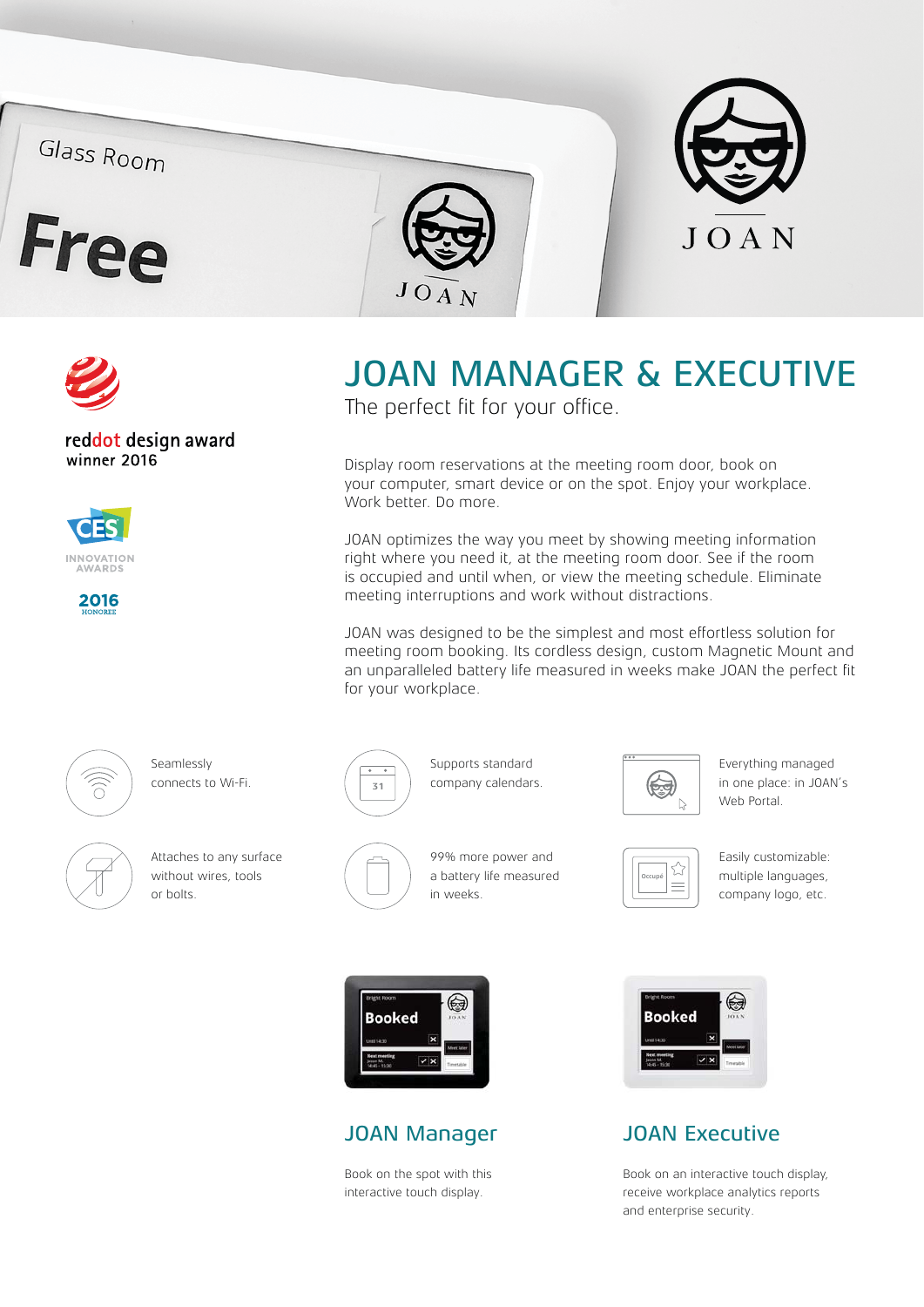# JOAN MANAGER & EXECUTIVE

The perfect fit for your office.

reddot design award winner 2016

CES INNOVATION AWARDS 2016 HONOREE

Display room reservations at the meeting room door, book on your computer, smart device or on the spot. Enjoy your workplace. Work better. Do more.

JOAN optimizes the way you meet by showing meeting information right where you need it, at the meeting room door. See if the room is occupied and until when, or view the meeting schedule. Eliminate meeting interruptions and work without distractions.

JOAN was designed to be the simplest and most effortless solution for meeting room booking. Its cordless design, custom Magnetic Mount and an unparalleled battery life measured in weeks make JOAN the perfect fit for your workplace.

- Seamlessly connects to Wi-Fi.
- Supports standard company calendars.
- Everything managed in one place: in JOAN's Web Portal.
- Attaches to any surface without wires, tools or bolts.
- 99% more power and a battery life measured in weeks.
- Easily customizable: multiple languages, company logo, etc.

## JOAN Manager

Book on the spot with this interactive touch display.

## JOAN Executive

Book on an interactive touch display, receive workplace analytics reports and enterprise security.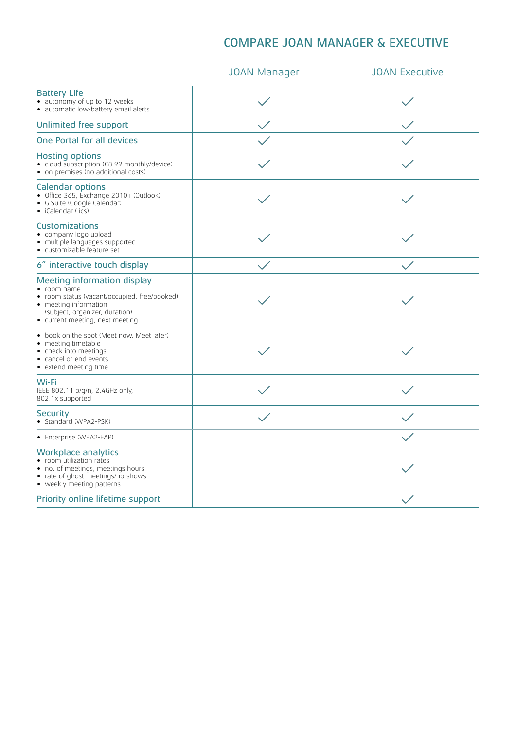## COMPARE JOAN MANAGER & EXECUTIVE

| | JOAN Manager | JOAN Executive |
|---|---|---|
| **Battery Life**<br>• autonomy of up to 12 weeks<br>• automatic low-battery email alerts | ✓ | ✓ |
| **Unlimited free support** | ✓ | ✓ |
| **One Portal for all devices** | ✓ | ✓ |
| **Hosting options**<br>• cloud subscription (€8.99 monthly/device)<br>• on premises (no additional costs) | ✓ | ✓ |
| **Calendar options**<br>• Office 365, Exchange 2010+ (Outlook)<br>• G Suite (Google Calendar)<br>• iCalendar (.ics) | ✓ | ✓ |
| **Customizations**<br>• company logo upload<br>• multiple languages supported<br>• customizable feature set | ✓ | ✓ |
| **6″ interactive touch display** | ✓ | ✓ |
| **Meeting information display**<br>• room name<br>• room status (vacant/occupied, free/booked)<br>• meeting information (subject, organizer, duration)<br>• current meeting, next meeting | ✓ | ✓ |
| • book on the spot (Meet now, Meet later)<br>• meeting timetable<br>• check into meetings<br>• cancel or end events<br>• extend meeting time | ✓ | ✓ |
| **Wi-Fi**<br>IEEE 802.11 b/g/n, 2.4GHz only, 802.1x supported | ✓ | ✓ |
| **Security**<br>• Standard (WPA2-PSK) | ✓ | ✓ |
| • Enterprise (WPA2-EAP) | | ✓ |
| **Workplace analytics**<br>• room utilization rates<br>• no. of meetings, meetings hours<br>• rate of ghost meetings/no-shows<br>• weekly meeting patterns | | ✓ |
| **Priority online lifetime support** | | ✓ |